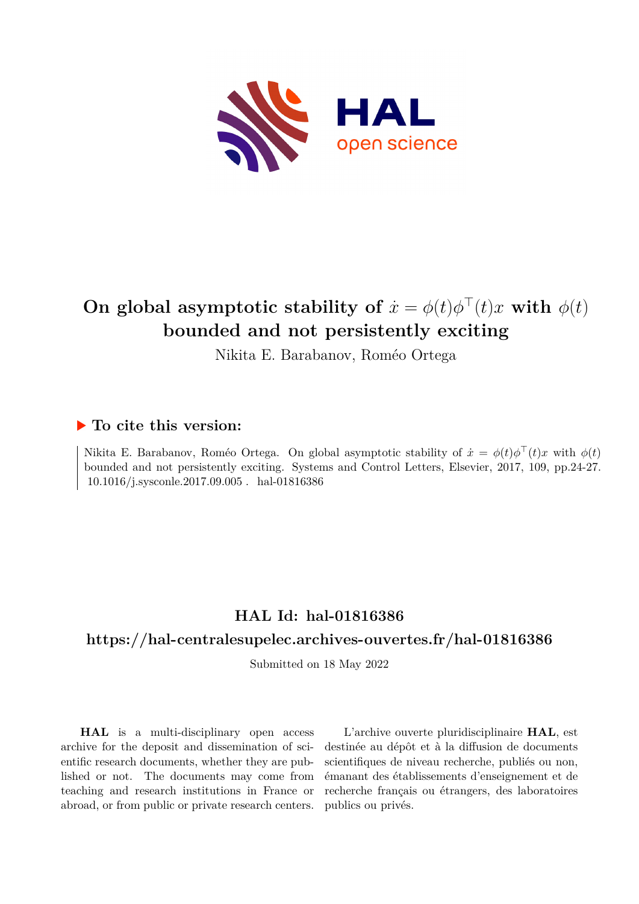# On global asymptotic stability of $\dot{x} = \phi(t)\phi^\top(t)x$ with $\phi(t)$ bounded and not persistently exciting

Nikita E. Barabanov, Roméo Ortega

## ▶ To cite this version:

Nikita E. Barabanov, Roméo Ortega. On global asymptotic stability of $\dot{x} = \phi(t)\phi^\top(t)x$ with $\phi(t)$ bounded and not persistently exciting. Systems and Control Letters, Elsevier, 2017, 109, pp.24-27. 10.1016/j.sysconle.2017.09.005 . hal-01816386

## HAL Id: hal-01816386

## https://hal-centralesupelec.archives-ouvertes.fr/hal-01816386

Submitted on 18 May 2022

**HAL** is a multi-disciplinary open access archive for the deposit and dissemination of scientific research documents, whether they are published or not. The documents may come from teaching and research institutions in France or abroad, or from public or private research centers.

L'archive ouverte pluridisciplinaire **HAL**, est destinée au dépôt et à la diffusion de documents scientifiques de niveau recherche, publiés ou non, émanant des établissements d'enseignement et de recherche français ou étrangers, des laboratoires publics ou privés.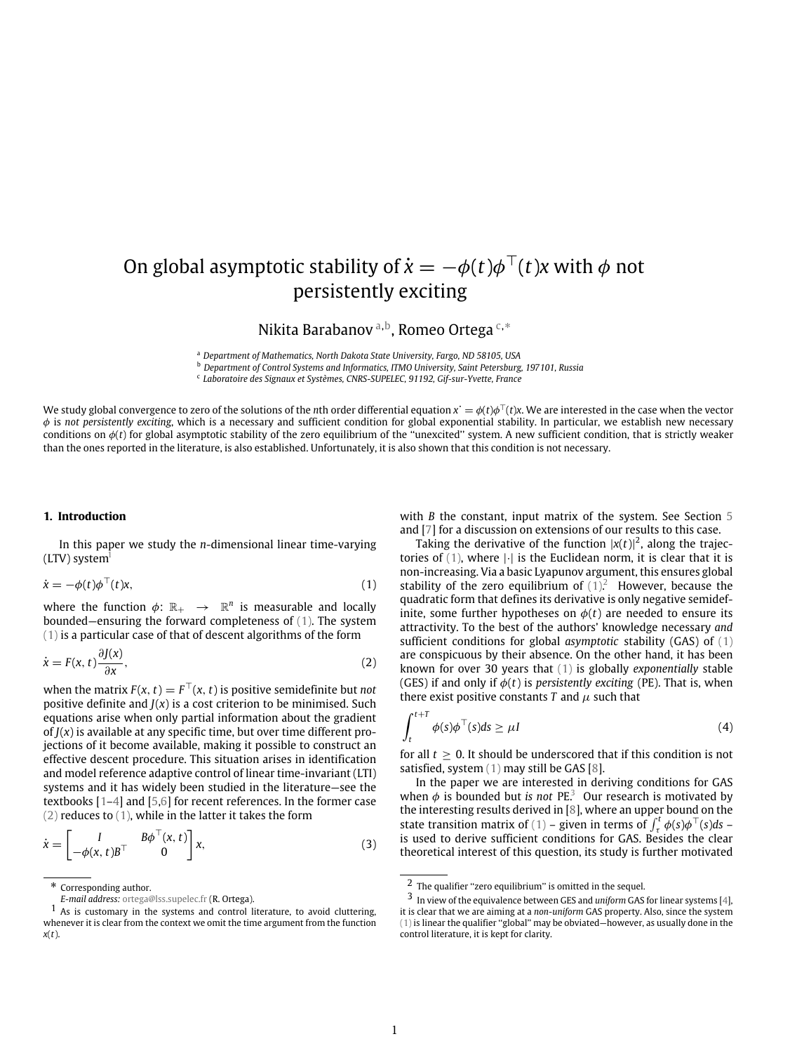# On global asymptotic stability of $\dot{x} = -\phi(t)\phi^\top(t)x$ with $\phi$ not persistently exciting

Nikita Barabanov [a,b], Romeo Ortega [c,*]

[a] *Department of Mathematics, North Dakota State University, Fargo, ND 58105, USA*

[b] *Department of Control Systems and Informatics, ITMO University, Saint Petersburg, 197101, Russia*

[c] *Laboratoire des Signaux et Systèmes, CNRS-SUPELEC, 91192, Gif-sur-Yvette, France*

We study global convergence to zero of the solutions of the $n$th order differential equation $x^\cdot = \phi(t)\phi^\top(t)x$. We are interested in the case when the vector $\phi$ is *not persistently exciting*, which is a necessary and sufficient condition for global exponential stability. In particular, we establish new necessary conditions on $\phi(t)$ for global asymptotic stability of the zero equilibrium of the "unexcited" system. A new sufficient condition, that is strictly weaker than the ones reported in the literature, is also established. Unfortunately, it is also shown that this condition is not necessary.

## 1. Introduction

In this paper we study the $n$-dimensional linear time-varying (LTV) system[1]

$$\dot{x} = -\phi(t)\phi^\top(t)x, \tag{1}$$

where the function $\phi$: $\mathbb{R}_+ \rightarrow \mathbb{R}^n$ is measurable and locally bounded—ensuring the forward completeness of (1). The system (1) is a particular case of that of descent algorithms of the form

$$\dot{x} = F(x,t)\frac{\partial J(x)}{\partial x}, \tag{2}$$

when the matrix $F(x,t) = F^\top(x,t)$ is positive semidefinite but *not* positive definite and $J(x)$ is a cost criterion to be minimised. Such equations arise when only partial information about the gradient of $J(x)$ is available at any specific time, but over time different projections of it become available, making it possible to construct an effective descent procedure. This situation arises in identification and model reference adaptive control of linear time-invariant (LTI) systems and it has widely been studied in the literature—see the textbooks [1–4] and [5,6] for recent references. In the former case (2) reduces to (1), while in the latter it takes the form

$$\dot{x} = \begin{bmatrix} I & B\phi^\top(x,t) \\ -\phi(x,t)B^\top & 0 \end{bmatrix} x, \tag{3}$$

with $B$ the constant, input matrix of the system. See Section 5 and [7] for a discussion on extensions of our results to this case.

Taking the derivative of the function $|x(t)|^2$, along the trajectories of (1), where $|\cdot|$ is the Euclidean norm, it is clear that it is non-increasing. Via a basic Lyapunov argument, this ensures global stability of the zero equilibrium of (1).[2] However, because the quadratic form that defines its derivative is only negative semidefinite, some further hypotheses on $\phi(t)$ are needed to ensure its attractivity. To the best of the authors' knowledge necessary *and* sufficient conditions for global *asymptotic* stability (GAS) of (1) are conspicuous by their absence. On the other hand, it has been known for over 30 years that (1) is globally *exponentially* stable (GES) if and only if $\phi(t)$ is *persistently exciting* (PE). That is, when there exist positive constants $T$ and $\mu$ such that

$$\int_t^{t+T} \phi(s)\phi^\top(s)ds \geq \mu I \tag{4}$$

for all $t \geq 0$. It should be underscored that if this condition is not satisfied, system (1) may still be GAS [8].

In the paper we are interested in deriving conditions for GAS when $\phi$ is bounded but *is not* PE.[3] Our research is motivated by the interesting results derived in [8], where an upper bound on the state transition matrix of (1) – given in terms of $\int_\tau^t \phi(s)\phi^\top(s)ds$ – is used to derive sufficient conditions for GAS. Besides the clear theoretical interest of this question, its study is further motivated

* Corresponding author.
*E-mail address:* ortega@lss.supelec.fr (R. Ortega).

1 As is customary in the systems and control literature, to avoid cluttering, whenever it is clear from the context we omit the time argument from the function $x(t)$.

2 The qualifier "zero equilibrium" is omitted in the sequel.

3 In view of the equivalence between GES and *uniform* GAS for linear systems [4], it is clear that we are aiming at a *non-uniform* GAS property. Also, since the system (1) is linear the qualifier "global" may be obviated—however, as usually done in the control literature, it is kept for clarity.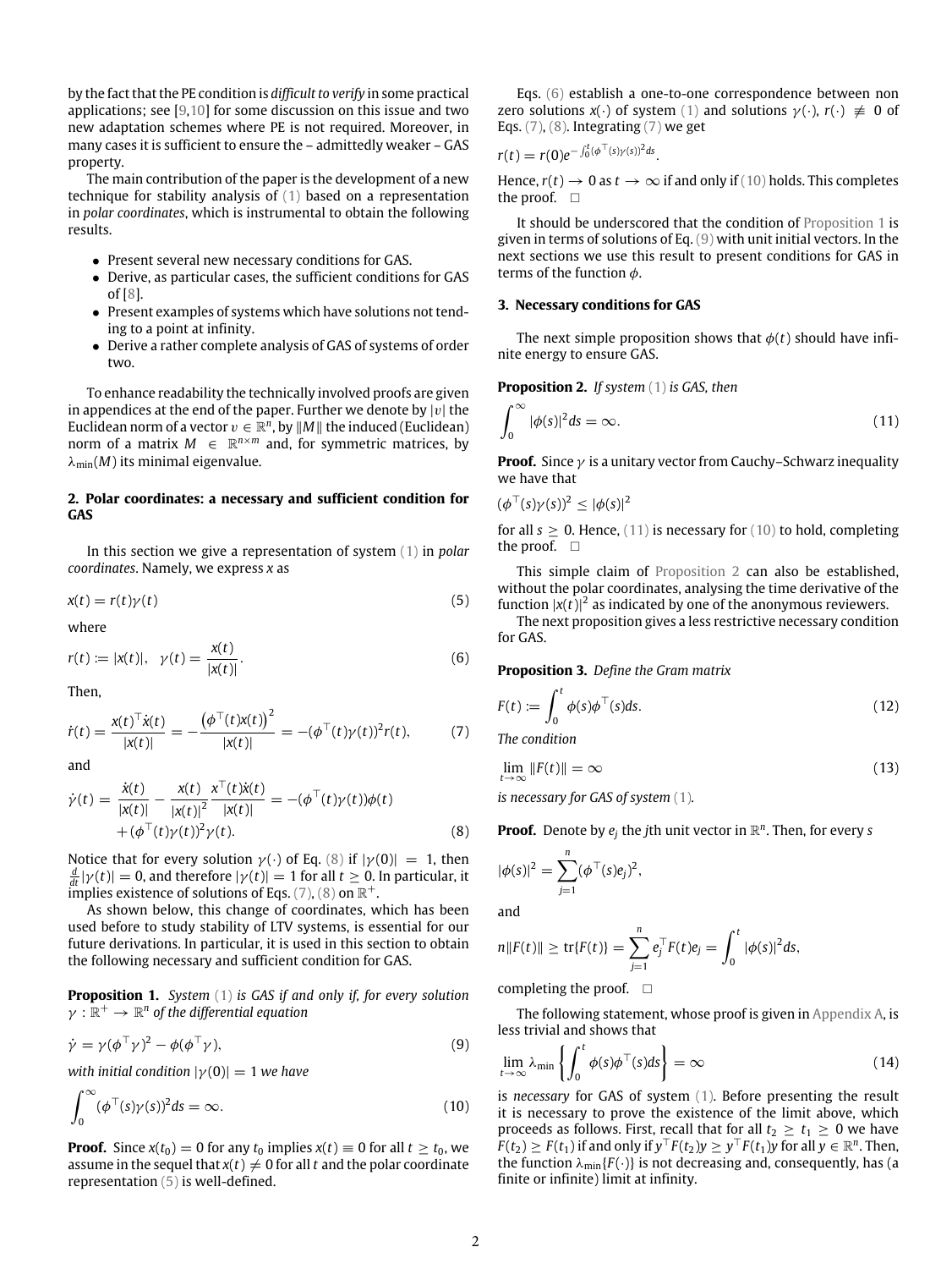by the fact that the PE condition is *difficult to verify* in some practical applications; see [9,10] for some discussion on this issue and two new adaptation schemes where PE is not required. Moreover, in many cases it is sufficient to ensure the – admittedly weaker – GAS property.

The main contribution of the paper is the development of a new technique for stability analysis of (1) based on a representation in *polar coordinates*, which is instrumental to obtain the following results.

- Present several new necessary conditions for GAS.
- Derive, as particular cases, the sufficient conditions for GAS of [8].
- Present examples of systems which have solutions not tending to a point at infinity.
- Derive a rather complete analysis of GAS of systems of order two.

To enhance readability the technically involved proofs are given in appendices at the end of the paper. Further we denote by $|v|$ the Euclidean norm of a vector $v \in \mathbb{R}^n$, by $\|M\|$ the induced (Euclidean) norm of a matrix $M \in \mathbb{R}^{n\times m}$ and, for symmetric matrices, by $\lambda_{\min}(M)$ its minimal eigenvalue.

## 2. Polar coordinates: a necessary and sufficient condition for GAS

In this section we give a representation of system (1) in *polar coordinates*. Namely, we express $x$ as

$$x(t) = r(t)\gamma(t) \tag{5}$$

where

$$r(t) := |x(t)|, \quad \gamma(t) = \frac{x(t)}{|x(t)|}. \tag{6}$$

Then,

$$\dot{r}(t) = \frac{x(t)^\top \dot{x}(t)}{|x(t)|} = -\frac{\left(\phi^\top(t)x(t)\right)^2}{|x(t)|} = -(\phi^\top(t)\gamma(t))^2 r(t), \tag{7}$$

and

$$\dot{\gamma}(t) = \frac{\dot{x}(t)}{|x(t)|} - \frac{x(t)}{|x(t)|^2}\frac{x^\top(t)\dot{x}(t)}{|x(t)|} = -(\phi^\top(t)\gamma(t))\phi(t) + (\phi^\top(t)\gamma(t))^2\gamma(t). \tag{8}$$

Notice that for every solution $\gamma(\cdot)$ of Eq. (8) if $|\gamma(0)| = 1$, then $\frac{d}{dt}|\gamma(t)| = 0$, and therefore $|\gamma(t)| = 1$ for all $t \geq 0$. In particular, it implies existence of solutions of Eqs. (7), (8) on $\mathbb{R}^+$.

As shown below, this change of coordinates, which has been used before to study stability of LTV systems, is essential for our future derivations. In particular, it is used in this section to obtain the following necessary and sufficient condition for GAS.

**Proposition 1.** *System* (1) *is GAS if and only if, for every solution* $\gamma : \mathbb{R}^+ \to \mathbb{R}^n$ *of the differential equation*

$$\dot{\gamma} = \gamma(\phi^\top\gamma)^2 - \phi(\phi^\top\gamma), \tag{9}$$

*with initial condition* $|\gamma(0)| = 1$ *we have*

$$\int_0^\infty (\phi^\top(s)\gamma(s))^2 ds = \infty. \tag{10}$$

**Proof.** Since $x(t_0) = 0$ for any $t_0$ implies $x(t) \equiv 0$ for all $t \geq t_0$, we assume in the sequel that $x(t) \neq 0$ for all $t$ and the polar coordinate representation (5) is well-defined.

Eqs. (6) establish a one-to-one correspondence between non zero solutions $x(\cdot)$ of system (1) and solutions $\gamma(\cdot)$, $r(\cdot) \not\equiv 0$ of Eqs. (7), (8). Integrating (7) we get

$$r(t) = r(0)e^{-\int_0^t (\phi^\top(s)\gamma(s))^2 ds}.$$

Hence, $r(t) \to 0$ as $t \to \infty$ if and only if (10) holds. This completes the proof. $\square$

It should be underscored that the condition of Proposition 1 is given in terms of solutions of Eq. (9) with unit initial vectors. In the next sections we use this result to present conditions for GAS in terms of the function $\phi$.

## 3. Necessary conditions for GAS

The next simple proposition shows that $\phi(t)$ should have infinite energy to ensure GAS.

**Proposition 2.** *If system* (1) *is GAS, then*

$$\int_0^\infty |\phi(s)|^2 ds = \infty. \tag{11}$$

**Proof.** Since $\gamma$ is a unitary vector from Cauchy–Schwarz inequality we have that

$$(\phi^\top(s)\gamma(s))^2 \leq |\phi(s)|^2$$

for all $s \geq 0$. Hence, (11) is necessary for (10) to hold, completing the proof. $\square$

This simple claim of Proposition 2 can also be established, without the polar coordinates, analysing the time derivative of the function $|x(t)|^2$ as indicated by one of the anonymous reviewers.

The next proposition gives a less restrictive necessary condition for GAS.

**Proposition 3.** *Define the Gram matrix*

$$F(t) := \int_0^t \phi(s)\phi^\top(s)ds. \tag{12}$$

*The condition*

$$\lim_{t\to\infty} \|F(t)\| = \infty \tag{13}$$

*is necessary for GAS of system* (1).

**Proof.** Denote by $e_j$ the $j$th unit vector in $\mathbb{R}^n$. Then, for every $s$

$$|\phi(s)|^2 = \sum_{j=1}^n (\phi^\top(s)e_j)^2,$$

and

$$n\|F(t)\| \geq \text{tr}\{F(t)\} = \sum_{j=1}^n e_j^\top F(t)e_j = \int_0^t |\phi(s)|^2 ds,$$

completing the proof. $\square$

The following statement, whose proof is given in Appendix A, is less trivial and shows that

$$\lim_{t\to\infty} \lambda_{\min}\left\{\int_0^t \phi(s)\phi^\top(s)ds\right\} = \infty \tag{14}$$

is *necessary* for GAS of system (1). Before presenting the result it is necessary to prove the existence of the limit above, which proceeds as follows. First, recall that for all $t_2 \geq t_1 \geq 0$ we have $F(t_2) \geq F(t_1)$ if and only if $y^\top F(t_2)y \geq y^\top F(t_1)y$ for all $y \in \mathbb{R}^n$. Then, the function $\lambda_{\min}\{F(\cdot)\}$ is not decreasing and, consequently, has (a finite or infinite) limit at infinity.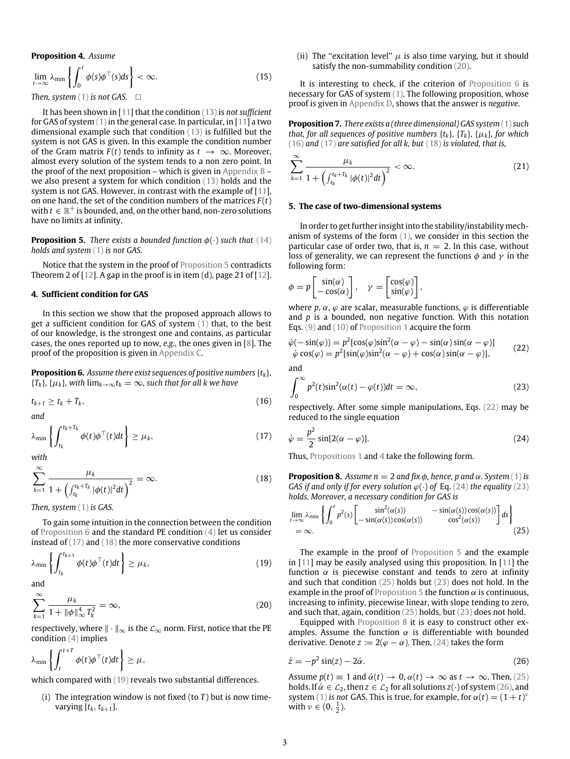**Proposition 4.** *Assume*

$$\lim_{t\to\infty} \lambda_{\min}\left\{\int_0^t \phi(s)\phi^\top(s)ds\right\} < \infty. \tag{15}$$

*Then, system* (1) *is not GAS.* $\square$

It has been shown in [11] that the condition (13) is *not sufficient* for GAS of system (1) in the general case. In particular, in [11] a two dimensional example such that condition (13) is fulfilled but the system is not GAS is given. In this example the condition number of the Gram matrix $F(t)$ tends to infinity as $t \to \infty$. Moreover, almost every solution of the system tends to a non zero point. In the proof of the next proposition – which is given in Appendix B – we also present a system for which condition (13) holds and the system is not GAS. However, in contrast with the example of [11], on one hand, the set of the condition numbers of the matrices $F(t)$ with $t \in \mathbb{R}^+$ is bounded, and, on the other hand, non-zero solutions have no limits at infinity.

**Proposition 5.** *There exists a bounded function $\phi(\cdot)$ such that* (14) *holds and system* (1) *is not GAS.*

Notice that the system in the proof of Proposition 5 contradicts Theorem 2 of [12]. A gap in the proof is in item (d), page 21 of [12].

## 4. Sufficient condition for GAS

In this section we show that the proposed approach allows to get a sufficient condition for GAS of system (1) that, to the best of our knowledge, is the strongest one and contains, as particular cases, the ones reported up to now, *e.g.*, the ones given in [8]. The proof of the proposition is given in Appendix C.

**Proposition 6.** *Assume there exist sequences of positive numbers $\{t_k\}$, $\{T_k\}$, $\{\mu_k\}$, with $\lim_{k\to\infty} t_k = \infty$, such that for all $k$ we have*

$$t_{k+1} \geq t_k + T_k, \tag{16}$$

*and*

$$\lambda_{\min}\left\{\int_{t_k}^{t_k+T_k} \phi(t)\phi^\top(t)dt\right\} \geq \mu_k, \tag{17}$$

*with*

$$\sum_{k=1}^{\infty} \frac{\mu_k}{1+\left(\int_{t_k}^{t_k+T_k}|\phi(t)|^2dt\right)^2} = \infty. \tag{18}$$

*Then, system* (1) *is GAS.*

To gain some intuition in the connection between the condition of Proposition 6 and the standard PE condition (4) let us consider instead of (17) and (18) the more conservative conditions

$$\lambda_{\min}\left\{\int_{t_k}^{t_{k+1}} \phi(t)\phi^\top(t)dt\right\} \geq \mu_k, \tag{19}$$

and

$$\sum_{k=1}^{\infty} \frac{\mu_k}{1+\|\phi\|_\infty^4\, T_k^2} = \infty, \tag{20}$$

respectively, where $\|\cdot\|_\infty$ is the $\mathcal{L}_\infty$ norm. First, notice that the PE condition (4) implies

$$\lambda_{\min}\left\{\int_{t}^{t+T} \phi(t)\phi^\top(t)dt\right\} \geq \mu,$$

which compared with (19) reveals two substantial differences.

(i) The integration window is not fixed (to $T$) but is now time-varying $[t_k, t_{k+1}]$.

(ii) The "excitation level" $\mu$ is also time varying, but it should satisfy the non-summability condition (20).

It is interesting to check, if the criterion of Proposition 6 is necessary for GAS of system (1). The following proposition, whose proof is given in Appendix D, shows that the answer is *negative*.

**Proposition 7.** *There exists a (three dimensional) GAS system* (1) *such that, for all sequences of positive numbers $\{t_k\}$, $\{T_k\}$, $\{\mu_k\}$, for which* (16) *and* (17) *are satisfied for all $k$, but* (18) *is violated, that is,*

$$\sum_{k=1}^{\infty} \frac{\mu_k}{1+\left(\int_{t_k}^{t_k+T_k}|\phi(t)|^2dt\right)^2} < \infty. \tag{21}$$

## 5. The case of two-dimensional systems

In order to get further insight into the stability/instability mechanism of systems of the form (1), we consider in this section the particular case of order two, that is, $n = 2$. In this case, without loss of generality, we can represent the functions $\phi$ and $\gamma$ in the following form:

$$\phi = p\begin{bmatrix}\sin(\alpha)\\ -\cos(\alpha)\end{bmatrix}, \quad \gamma = \begin{bmatrix}\cos(\varphi)\\ \sin(\varphi)\end{bmatrix},$$

where $p$, $\alpha$, $\varphi$ are scalar, measurable functions, $\varphi$ is differentiable and $p$ is a bounded, non negative function. With this notation Eqs. (9) and (10) of Proposition 1 acquire the form

$$\begin{aligned}\dot{\varphi}(-\sin(\varphi)) &= p^2[\cos(\varphi)\sin^2(\alpha-\varphi) - \sin(\alpha)\sin(\alpha-\varphi)]\\ \dot{\varphi}\cos(\varphi) &= p^2[\sin(\varphi)\sin^2(\alpha-\varphi) + \cos(\alpha)\sin(\alpha-\varphi)],\end{aligned} \tag{22}$$

and

$$\int_0^\infty p^2(t)\sin^2(\alpha(t)-\varphi(t))dt = \infty, \tag{23}$$

respectively. After some simple manipulations, Eqs. (22) may be reduced to the single equation

$$\dot{\varphi} = \frac{p^2}{2}\sin[2(\alpha-\varphi)]. \tag{24}$$

Thus, Propositions 1 and 4 take the following form.

**Proposition 8.** *Assume $n = 2$ and fix $\phi$, hence, $p$ and $\alpha$. System* (1) *is GAS if and only if for every solution $\varphi(\cdot)$ of Eq.* (24) *the equality* (23) *holds. Moreover, a necessary condition for GAS is*

$$\lim_{t\to\infty}\lambda_{\min}\left\{\int_0^t p^2(s)\begin{bmatrix}\sin^2(\alpha(s)) & -\sin(\alpha(s))\cos(\alpha(s))\\ -\sin(\alpha(s))\cos(\alpha(s)) & \cos^2(\alpha(s))\end{bmatrix}ds\right\} = \infty. \tag{25}$$

The example in the proof of Proposition 5 and the example in [11] may be easily analysed using this proposition. In [11] the function $\alpha$ is piecewise constant and tends to zero at infinity and such that condition (25) holds but (23) does not hold. In the example in the proof of Proposition 5 the function $\alpha$ is continuous, increasing to infinity, piecewise linear, with slope tending to zero, and such that, again, condition (25) holds, but (23) does not hold.

Equipped with Proposition 8 it is easy to construct other examples. Assume the function $\alpha$ is differentiable with bounded derivative. Denote $z := 2(\varphi - \alpha)$. Then, (24) takes the form

$$\dot{z} = -p^2\sin(z) - 2\dot{\alpha}. \tag{26}$$

Assume $p(t) \equiv 1$ and $\dot{\alpha}(t) \to 0$, $\alpha(t) \to \infty$ as $t \to \infty$. Then, (25) holds. If $\dot{\alpha} \in \mathcal{L}_2$, then $z \in \mathcal{L}_2$ for all solutions $z(\cdot)$ of system (26), and system (1) *is not* GAS. This is true, for example, for $\alpha(t) = (1+t)^\nu$ with $\nu \in (0, \frac{1}{2})$.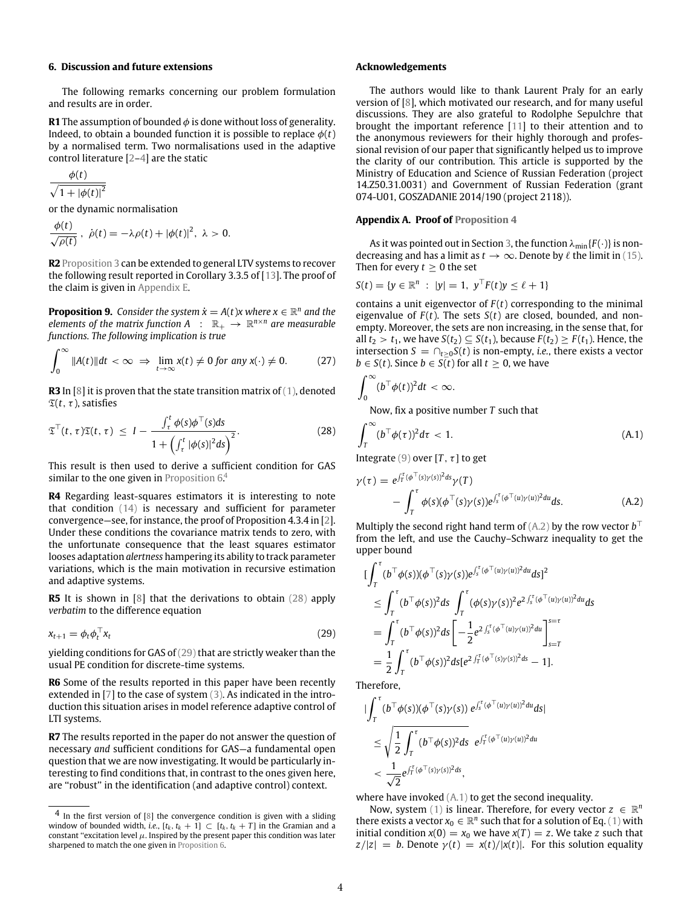## 6. Discussion and future extensions

The following remarks concerning our problem formulation and results are in order.

**R1** The assumption of bounded $\phi$ is done without loss of generality. Indeed, to obtain a bounded function it is possible to replace $\phi(t)$ by a normalised term. Two normalisations used in the adaptive control literature [2–4] are the static

$$\frac{\phi(t)}{\sqrt{1+|\phi(t)|^2}}$$

or the dynamic normalisation

$$\frac{\phi(t)}{\sqrt{\rho(t)}}, \;\; \dot{\rho}(t) = -\lambda\rho(t) + |\phi(t)|^2, \;\; \lambda > 0.$$

**R2** Proposition 3 can be extended to general LTV systems to recover the following result reported in Corollary 3.3.5 of [13]. The proof of the claim is given in Appendix E.

**Proposition 9.** *Consider the system $\dot{x} = A(t)x$ where $x \in \mathbb{R}^n$ and the elements of the matrix function $A \;:\; \mathbb{R}_+ \to \mathbb{R}^{n\times n}$ are measurable functions. The following implication is true*

$$\int_0^\infty \|A(t)\|dt < \infty \;\Rightarrow\; \lim_{t\to\infty} x(t) \neq 0 \text{ for any } x(\cdot) \neq 0. \tag{27}$$

**R3** In [8] it is proven that the state transition matrix of (1), denoted $\mathfrak{T}(t,\tau)$, satisfies

$$\mathfrak{T}^\top(t,\tau)\mathfrak{T}(t,\tau) \;\le\; I - \frac{\int_\tau^t \phi(s)\phi^\top(s)ds}{1+\left(\int_\tau^t |\phi(s)|^2 ds\right)^2}. \tag{28}$$

This result is then used to derive a sufficient condition for GAS similar to the one given in Proposition 6.[4]

**R4** Regarding least-squares estimators it is interesting to note that condition (14) is necessary and sufficient for parameter convergence—see, for instance, the proof of Proposition 4.3.4 in [2]. Under these conditions the covariance matrix tends to zero, with the unfortunate consequence that the least squares estimator looses adaptation *alertness* hampering its ability to track parameter variations, which is the main motivation in recursive estimation and adaptive systems.

**R5** It is shown in [8] that the derivations to obtain (28) apply *verbatim* to the difference equation

$$x_{t+1} = \phi_t\phi_t^\top x_t \tag{29}$$

yielding conditions for GAS of (29) that are strictly weaker than the usual PE condition for discrete-time systems.

**R6** Some of the results reported in this paper have been recently extended in [7] to the case of system (3). As indicated in the introduction this situation arises in model reference adaptive control of LTI systems.

**R7** The results reported in the paper do not answer the question of necessary *and* sufficient conditions for GAS—a fundamental open question that we are now investigating. It would be particularly interesting to find conditions that, in contrast to the ones given here, are "robust" in the identification (and adaptive control) context.

[4] In the first version of [8] the convergence condition is given with a sliding window of bounded width, *i.e.*, $[t_k, t_k+1] \subset [t_k, t_k+T]$ in the Gramian and a constant "excitation level $\mu$. Inspired by the present paper this condition was later sharpened to match the one given in Proposition 6.

## Acknowledgements

The authors would like to thank Laurent Praly for an early version of [8], which motivated our research, and for many useful discussions. They are also grateful to Rodolphe Sepulchre that brought the important reference [11] to their attention and to the anonymous reviewers for their highly thorough and professional revision of our paper that significantly helped us to improve the clarity of our contribution. This article is supported by the Ministry of Education and Science of Russian Federation (project 14.Z50.31.0031) and Government of Russian Federation (grant 074-U01, GOSZADANIE 2014/190 (project 2118)).

## Appendix A. Proof of Proposition 4

As it was pointed out in Section 3, the function $\lambda_{\min}\{F(\cdot)\}$ is non-decreasing and has a limit as $t\to\infty$. Denote by $\ell$ the limit in (15). Then for every $t \ge 0$ the set

$$S(t) = \{y \in \mathbb{R}^n \;:\; |y| = 1,\; y^\top F(t) y \le \ell + 1\}$$

contains a unit eigenvector of $F(t)$ corresponding to the minimal eigenvalue of $F(t)$. The sets $S(t)$ are closed, bounded, and non-empty. Moreover, the sets are non increasing, in the sense that, for all $t_2 > t_1$, we have $S(t_2) \subseteq S(t_1)$, because $F(t_2) \ge F(t_1)$. Hence, the intersection $S = \cap_{t\ge 0} S(t)$ is non-empty, *i.e.*, there exists a vector $b \in S(t)$. Since $b \in S(t)$ for all $t \ge 0$, we have

$$\int_0^\infty (b^\top\phi(t))^2 dt < \infty.$$

Now, fix a positive number $T$ such that

$$\int_T^\infty (b^\top\phi(\tau))^2 d\tau < 1. \tag{A.1}$$

Integrate (9) over $[T,\tau]$ to get

$$\gamma(\tau) = e^{\int_T^\tau (\phi^\top(s)\gamma(s))^2 ds}\gamma(T) - \int_T^\tau \phi(s)(\phi^\top(s)\gamma(s)) e^{\int_s^\tau (\phi^\top(u)\gamma(u))^2 du} ds. \tag{A.2}$$

Multiply the second right hand term of (A.2) by the row vector $b^\top$ from the left, and use the Cauchy–Schwarz inequality to get the upper bound

$$\begin{aligned}
&\Big[\int_T^\tau (b^\top\phi(s))(\phi^\top(s)\gamma(s)) e^{\int_s^\tau (\phi^\top(u)\gamma(u))^2 du} ds\Big]^2 \\
&\le \int_T^\tau (b^\top\phi(s))^2 ds \int_T^\tau (\phi(s)\gamma(s))^2 e^{2\int_s^\tau (\phi^\top(u)\gamma(u))^2 du} ds \\
&= \int_T^\tau (b^\top\phi(s))^2 ds \left[-\frac{1}{2} e^{2\int_s^\tau (\phi^\top(u)\gamma(u))^2 du}\right]_{s=T}^{s=\tau} \\
&= \frac{1}{2}\int_T^\tau (b^\top\phi(s))^2 ds [e^{2\int_T^\tau (\phi^\top(s)\gamma(s))^2 ds} - 1].
\end{aligned}$$

Therefore,

$$\begin{aligned}
&\Big|\int_T^\tau (b^\top\phi(s))(\phi^\top(s)\gamma(s))\, e^{\int_s^\tau (\phi^\top(u)\gamma(u))^2 du} ds\Big| \\
&\le \sqrt{\frac{1}{2}\int_T^\tau (b^\top\phi(s))^2 ds}\;\; e^{\int_T^\tau (\phi^\top(u)\gamma(u))^2 du} \\
&< \frac{1}{\sqrt{2}} e^{\int_T^\tau (\phi^\top(s)\gamma(s))^2 ds},
\end{aligned}$$

where have invoked (A.1) to get the second inequality.

Now, system (1) is linear. Therefore, for every vector $z \in \mathbb{R}^n$ there exists a vector $x_0 \in \mathbb{R}^n$ such that for a solution of Eq. (1) with initial condition $x(0) = x_0$ we have $x(T) = z$. We take $z$ such that $z/|z| = b$. Denote $\gamma(t) = x(t)/|x(t)|$. For this solution equality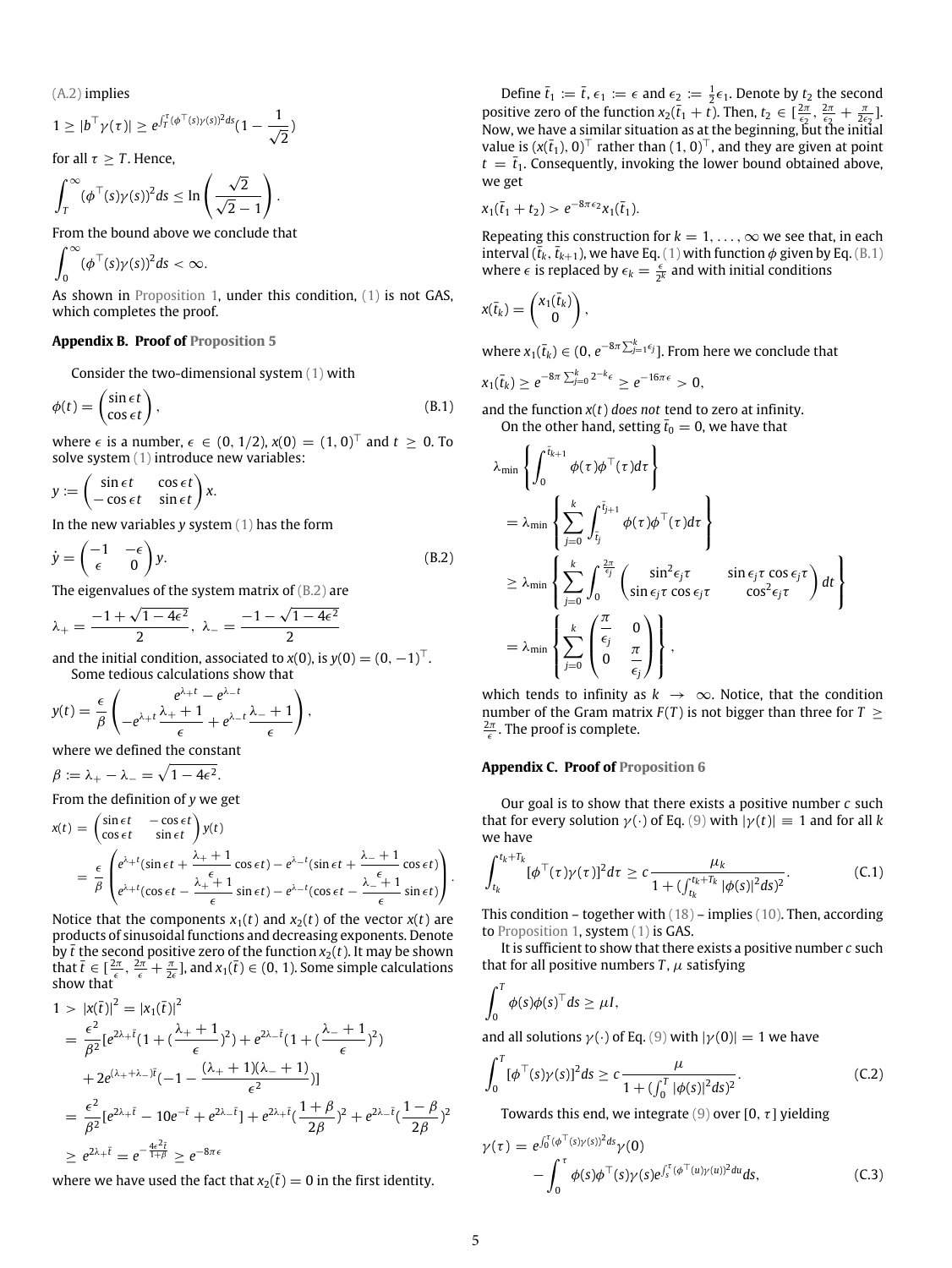(A.2) implies

$$1 \geq |b^\top \gamma(\tau)| \geq e^{\int_T^\tau (\phi^\top(s)\gamma(s))^2 ds}\left(1 - \frac{1}{\sqrt{2}}\right)$$

for all $\tau \geq T$. Hence,

$$\int_T^\infty (\phi^\top(s)\gamma(s))^2 ds \leq \ln\left(\frac{\sqrt{2}}{\sqrt{2}-1}\right).$$

From the bound above we conclude that

$$\int_0^\infty (\phi^\top(s)\gamma(s))^2 ds < \infty.$$

As shown in Proposition 1, under this condition, (1) is not GAS, which completes the proof.

## Appendix B. Proof of Proposition 5

Consider the two-dimensional system (1) with

$$\phi(t) = \begin{pmatrix} \sin \epsilon t \\ \cos \epsilon t \end{pmatrix}, \tag{B.1}$$

where $\epsilon$ is a number, $\epsilon \in (0, 1/2)$, $x(0) = (1, 0)^\top$ and $t \geq 0$. To solve system (1) introduce new variables:

$$y := \begin{pmatrix} \sin \epsilon t & \cos \epsilon t \\ -\cos \epsilon t & \sin \epsilon t \end{pmatrix} x.$$

In the new variables $y$ system (1) has the form

$$\dot{y} = \begin{pmatrix} -1 & -\epsilon \\ \epsilon & 0 \end{pmatrix} y. \tag{B.2}$$

The eigenvalues of the system matrix of (B.2) are

$$\lambda_+ = \frac{-1 + \sqrt{1 - 4\epsilon^2}}{2}, \ \lambda_- = \frac{-1 - \sqrt{1 - 4\epsilon^2}}{2}$$

and the initial condition, associated to $x(0)$, is $y(0) = (0, -1)^\top$.

Some tedious calculations show that

$$y(t) = \frac{\epsilon}{\beta}\begin{pmatrix} e^{\lambda_+ t} - e^{\lambda_- t} \\ -e^{\lambda_+ t}\dfrac{\lambda_+ + 1}{\epsilon} + e^{\lambda_- t}\dfrac{\lambda_- + 1}{\epsilon} \end{pmatrix},$$

where we defined the constant

$$\beta := \lambda_+ - \lambda_- = \sqrt{1 - 4\epsilon^2}.$$

From the definition of $y$ we get

$$\begin{aligned} x(t) &= \begin{pmatrix} \sin \epsilon t & -\cos \epsilon t \\ \cos \epsilon t & \sin \epsilon t \end{pmatrix} y(t) \\ &= \frac{\epsilon}{\beta}\begin{pmatrix} e^{\lambda_+ t}(\sin \epsilon t + \dfrac{\lambda_+ + 1}{\epsilon}\cos \epsilon t) - e^{\lambda_- t}(\sin \epsilon t + \dfrac{\lambda_- + 1}{\epsilon}\cos \epsilon t) \\ e^{\lambda_+ t}(\cos \epsilon t - \dfrac{\lambda_+ + 1}{\epsilon}\sin \epsilon t) - e^{\lambda_- t}(\cos \epsilon t - \dfrac{\lambda_- + 1}{\epsilon}\sin \epsilon t) \end{pmatrix}. \end{aligned}$$

Notice that the components $x_1(t)$ and $x_2(t)$ of the vector $x(t)$ are products of sinusoidal functions and decreasing exponents. Denote by $\bar{t}$ the second positive zero of the function $x_2(t)$. It may be shown that $\bar{t} \in [\frac{2\pi}{\epsilon}, \frac{2\pi}{\epsilon} + \frac{\pi}{2\epsilon}]$, and $x_1(\bar{t}) \in (0, 1)$. Some simple calculations show that

$$\begin{aligned} 1 &> |x(\bar{t})|^2 = |x_1(\bar{t})|^2 \\ &= \frac{\epsilon^2}{\beta^2}[e^{2\lambda_+ \bar{t}}(1 + (\frac{\lambda_+ + 1}{\epsilon})^2) + e^{2\lambda_- \bar{t}}(1 + (\frac{\lambda_- + 1}{\epsilon})^2) \\ &\quad + 2e^{(\lambda_+ + \lambda_-)\bar{t}}(-1 - \frac{(\lambda_+ + 1)(\lambda_- + 1)}{\epsilon^2})] \\ &= \frac{\epsilon^2}{\beta^2}[e^{2\lambda_+ \bar{t}} - 10e^{-\bar{t}} + e^{2\lambda_- \bar{t}}] + e^{2\lambda_+ \bar{t}}(\frac{1+\beta}{2\beta})^2 + e^{2\lambda_- \bar{t}}(\frac{1-\beta}{2\beta})^2 \\ &\geq e^{2\lambda_+ \bar{t}} = e^{-\frac{4\epsilon^2 \bar{t}}{1+\beta}} \geq e^{-8\pi\epsilon} \end{aligned}$$

where we have used the fact that $x_2(\bar{t}) = 0$ in the first identity.

Define $\bar{t}_1 := \bar{t}$, $\epsilon_1 := \epsilon$ and $\epsilon_2 := \frac{1}{2}\epsilon_1$. Denote by $t_2$ the second positive zero of the function $x_2(\bar{t}_1 + t)$. Then, $t_2 \in [\frac{2\pi}{\epsilon_2}, \frac{2\pi}{\epsilon_2} + \frac{\pi}{2\epsilon_2}]$. Now, we have a similar situation as at the beginning, but the initial value is $(x(\bar{t}_1), 0)^\top$ rather than $(1, 0)^\top$, and they are given at point $t = \bar{t}_1$. Consequently, invoking the lower bound obtained above, we get

$$x_1(\bar{t}_1 + t_2) > e^{-8\pi\epsilon_2}x_1(\bar{t}_1).$$

Repeating this construction for $k = 1, \ldots, \infty$ we see that, in each interval $(\bar{t}_k, \bar{t}_{k+1})$, we have Eq. (1) with function $\phi$ given by Eq. (B.1) where $\epsilon$ is replaced by $\epsilon_k = \frac{\epsilon}{2^k}$ and with initial conditions

$$x(\bar{t}_k) = \begin{pmatrix} x_1(\bar{t}_k) \\ 0 \end{pmatrix},$$

where $x_1(\bar{t}_k) \in (0, e^{-8\pi\sum_{j=1}^k \epsilon_j}]$. From here we conclude that

$$x_1(\bar{t}_k) \geq e^{-8\pi\sum_{j=0}^k 2^{-k}\epsilon} \geq e^{-16\pi\epsilon} > 0,$$

and the function $x(t)$ *does not* tend to zero at infinity.

On the other hand, setting $\bar{t}_0 = 0$, we have that

$$\begin{aligned} &\lambda_{\min}\left\{\int_0^{\bar{t}_{k+1}} \phi(\tau)\phi^\top(\tau)d\tau\right\} \\ &= \lambda_{\min}\left\{\sum_{j=0}^k \int_{\bar{t}_j}^{\bar{t}_{j+1}} \phi(\tau)\phi^\top(\tau)d\tau\right\} \\ &\geq \lambda_{\min}\left\{\sum_{j=0}^k \int_0^{\frac{2\pi}{\epsilon_j}} \begin{pmatrix} \sin^2\epsilon_j\tau & \sin\epsilon_j\tau\cos\epsilon_j\tau \\ \sin\epsilon_j\tau\cos\epsilon_j\tau & \cos^2\epsilon_j\tau \end{pmatrix} dt\right\} \\ &= \lambda_{\min}\left\{\sum_{j=0}^k \begin{pmatrix} \dfrac{\pi}{\epsilon_j} & 0 \\ 0 & \dfrac{\pi}{\epsilon_j} \end{pmatrix}\right\}, \end{aligned}$$

which tends to infinity as $k \to \infty$. Notice, that the condition number of the Gram matrix $F(T)$ is not bigger than three for $T \geq \frac{2\pi}{\epsilon}$. The proof is complete.

## Appendix C. Proof of Proposition 6

Our goal is to show that there exists a positive number $c$ such that for every solution $\gamma(\cdot)$ of Eq. (9) with $|\gamma(t)| \equiv 1$ and for all $k$ we have

$$\int_{t_k}^{t_k+T_k} [\phi^\top(\tau)\gamma(\tau)]^2 d\tau \geq c\frac{\mu_k}{1 + (\int_{t_k}^{t_k+T_k} |\phi(s)|^2 ds)^2}. \tag{C.1}$$

This condition – together with (18) – implies (10). Then, according to Proposition 1, system (1) is GAS.

It is sufficient to show that there exists a positive number $c$ such that for all positive numbers $T$, $\mu$ satisfying

$$\int_0^T \phi(s)\phi(s)^\top ds \geq \mu I,$$

and all solutions $\gamma(\cdot)$ of Eq. (9) with $|\gamma(0)| = 1$ we have

$$\int_0^T [\phi^\top(s)\gamma(s)]^2 ds \geq c\frac{\mu}{1 + (\int_0^T |\phi(s)|^2 ds)^2}. \tag{C.2}$$

Towards this end, we integrate (9) over $[0, \tau]$ yielding

$$\gamma(\tau) = e^{\int_0^\tau (\phi^\top(s)\gamma(s))^2 ds}\gamma(0) - \int_0^\tau \phi(s)\phi^\top(s)\gamma(s)e^{\int_s^\tau (\phi^\top(u)\gamma(u))^2 du}ds, \tag{C.3}$$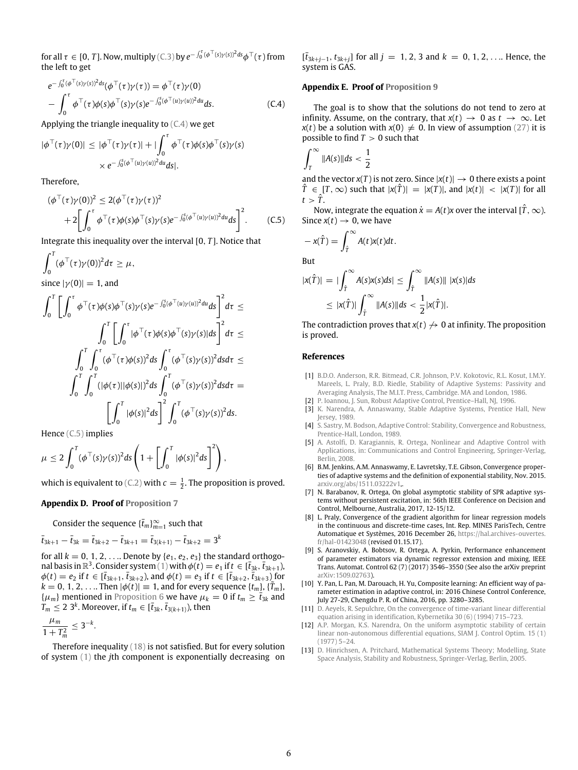for all $\tau \in [0, T]$. Now, multiply (C.3) by $e^{-\int_0^\tau (\phi^\top(s)\gamma(s))^2 ds}\phi^\top(\tau)$ from the left to get

$$
\begin{aligned}
& e^{-\int_0^\tau (\phi^\top(s)\gamma(s))^2 ds}(\phi^\top(\tau)\gamma(\tau)) = \phi^\top(\tau)\gamma(0) \\
& - \int_0^\tau \phi^\top(\tau)\phi(s)\phi^\top(s)\gamma(s)e^{-\int_0^s(\phi^\top(u)\gamma(u))^2 du}ds.
\end{aligned}
\tag{C.4}
$$

Applying the triangle inequality to (C.4) we get

$$
\begin{aligned}
|\phi^\top(\tau)\gamma(0)| \le\; & |\phi^\top(\tau)\gamma(\tau)| + \Big|\int_0^\tau \phi^\top(\tau)\phi(s)\phi^\top(s)\gamma(s) \\
& \times e^{-\int_0^s(\phi^\top(u)\gamma(u))^2 du}ds\Big|.
\end{aligned}
$$

Therefore,

$$
\begin{aligned}
(\phi^\top(\tau)\gamma(0))^2 \le\; & 2(\phi^\top(\tau)\gamma(\tau))^2 \\
& + 2\left[\int_0^\tau \phi^\top(\tau)\phi(s)\phi^\top(s)\gamma(s)e^{-\int_0^s(\phi^\top(u)\gamma(u))^2 du}ds\right]^2.
\end{aligned}
\tag{C.5}
$$

Integrate this inequality over the interval $[0, T]$. Notice that

$$
\int_0^T (\phi^\top(\tau)\gamma(0))^2 d\tau \ge \mu,
$$

since $|\gamma(0)| = 1$, and

$$
\begin{aligned}
& \int_0^T \left[\int_0^\tau \phi^\top(\tau)\phi(s)\phi^\top(s)\gamma(s)e^{-\int_0^s(\phi^\top(u)\gamma(u))^2 du}ds\right]^2 d\tau \le \\
& \int_0^T \left[\int_0^\tau |\phi^\top(\tau)\phi(s)\phi^\top(s)\gamma(s)|ds\right]^2 d\tau \le \\
& \int_0^T \int_0^\tau (\phi^\top(\tau)\phi(s))^2 ds \int_0^\tau (\phi^\top(s)\gamma(s))^2 ds d\tau \le \\
& \int_0^T \int_0^T (|\phi(\tau)||\phi(s)|)^2 ds \int_0^T (\phi^\top(s)\gamma(s))^2 ds d\tau = \\
& \left[\int_0^T |\phi(s)|^2 ds\right]^2 \int_0^T (\phi^\top(s)\gamma(s))^2 ds.
\end{aligned}
$$

Hence (C.5) implies

$$
\mu \le 2\int_0^T (\phi^\top(s)\gamma(s))^2 ds \left(1 + \left[\int_0^T |\phi(s)|^2 ds\right]^2\right),
$$

which is equivalent to (C.2) with $c = \frac{1}{2}$. The proposition is proved.

## Appendix D. Proof of Proposition 7

Consider the sequence $\{\bar{t}_m\}_{m=1}^\infty$ such that

$$
\bar{t}_{3k+1} - \bar{t}_{3k} = \bar{t}_{3k+2} - \bar{t}_{3k+1} = \bar{t}_{3(k+1)} - \bar{t}_{3k+2} = 3^k
$$

for all $k = 0, 1, 2, \ldots$. Denote by $\{e_1, e_2, e_3\}$ the standard orthogonal basis in $\mathbb{R}^3$. Consider system (1) with $\phi(t) = e_1$ if $t \in [\bar{t}_{3k}, \bar{t}_{3k+1})$, $\phi(t) = e_2$ if $t \in [\bar{t}_{3k+1}, \bar{t}_{3k+2})$, and $\phi(t) = e_3$ if $t \in [\bar{t}_{3k+2}, \bar{t}_{3k+3})$ for $k = 0, 1, 2, \ldots$. Then $|\phi(t)| \equiv 1$, and for every sequence $\{t_m\}$, $\{T_m\}$, $\{\mu_m\}$ mentioned in Proposition 6 we have $\mu_k = 0$ if $t_m \ge \bar{t}_{3k}$ and $T_m \le 2\,3^k$. Moreover, if $t_m \in [\bar{t}_{3k}, \bar{t}_{3(k+1)})$, then

$$
\frac{\mu_m}{1 + T_m^2} \le 3^{-k}.
$$

Therefore inequality (18) is not satisfied. But for every solution of system (1) the $j$th component is exponentially decreasing on $[\bar{t}_{3k+j-1}, t_{3k+j}]$ for all $j = 1, 2, 3$ and $k = 0, 1, 2, \ldots$. Hence, the system is GAS.

## Appendix E. Proof of Proposition 9

The goal is to show that the solutions do not tend to zero at infinity. Assume, on the contrary, that $x(t) \to 0$ as $t \to \infty$. Let $x(t)$ be a solution with $x(0) \ne 0$. In view of assumption (27) it is possible to find $T > 0$ such that

$$
\int_T^\infty \|A(s)\| ds < \frac{1}{2}
$$

and the vector $x(T)$ is not zero. Since $|x(t)| \to 0$ there exists a point $\hat{T} \in [T, \infty)$ such that $|x(\hat{T})| = |x(T)|$, and $|x(t)| < |x(T)|$ for all $t > \hat{T}$.

Now, integrate the equation $\dot{x} = A(t)x$ over the interval $[\hat{T}, \infty)$. Since $x(t) \to 0$, we have

$$
-x(\hat{T}) = \int_{\hat{T}}^\infty A(t)x(t)dt.
$$

But

$$
\begin{aligned}
|x(\hat{T})| &= \Big|\int_{\hat{T}}^\infty A(s)x(s)ds\Big| \le \int_{\hat{T}}^\infty \|A(s)\|\,|x(s)|ds \\
&\le |x(\hat{T})| \int_{\hat{T}}^\infty \|A(s)\| ds < \frac{1}{2}|x(\hat{T})|.
\end{aligned}
$$

The contradiction proves that $x(t) \not\to 0$ at infinity. The proposition is proved.

## References

[1] B.D.O. Anderson, R.R. Bitmead, C.R. Johnson, P.V. Kokotovic, R.L. Kosut, I.M.Y. Mareels, L. Praly, B.D. Riedle, Stability of Adaptive Systems: Passivity and Averaging Analysis, The M.I.T. Press, Cambridge. MA and London, 1986.

[2] P. Ioannou, J. Sun, Robust Adaptive Control, Prentice–Hall, NJ, 1996.

[3] K. Narendra, A. Annaswamy, Stable Adaptive Systems, Prentice Hall, New Jersey, 1989.

[4] S. Sastry, M. Bodson, Adaptive Control: Stability, Convergence and Robustness, Prentice-Hall, London, 1989.

[5] A. Astolfi, D. Karagiannis, R. Ortega, Nonlinear and Adaptive Control with Applications, in: Communications and Control Engineering, Springer-Verlag, Berlin, 2008.

[6] B.M. Jenkins, A.M. Annaswamy, E. Lavretsky, T.E. Gibson, Convergence properties of adaptive systems and the definition of exponential stability, Nov. 2015. arxiv.org/abs/1511.03222v1,.

[7] N. Barabanov, R. Ortega, On global asymptotic stability of SPR adaptive systems without persistent excitation, in: 56th IEEE Conference on Decision and Control, Melbourne, Australia, 2017, 12-15/12.

[8] L. Praly, Convergence of the gradient algorithm for linear regression models in the continuous and discrete-time cases, Int. Rep. MINES ParisTech, Centre Automatique et Systèmes, 2016 December 26, https://hal.archives-ouvertes.fr/hal-01423048 (revised 01.15.17).

[9] S. Aranovskiy, A. Bobtsov, R. Ortega, A. Pyrkin, Performance enhancement of parameter estimators via dynamic regressor extension and mixing, IEEE Trans. Automat. Control 62 (7) (2017) 3546–3550 (See also the arXiv preprint arXiv:1509.02763).

[10] Y. Pan, L. Pan, M. Darouach, H. Yu, Composite learning: An efficient way of parameter estimation in adaptive control, in: 2016 Chinese Control Conference, July 27-29, Chengdu P. R. of China, 2016, pp. 3280–3285.

[11] D. Aeyels, R. Sepulchre, On the convergence of time-variant linear differential equation arising in identification, Kybernetika 30 (6) (1994) 715–723.

[12] A.P. Morgan, K.S. Narendra, On the uniform asymptotic stability of certain linear non-autonomous differential equations, SIAM J. Control Optim. 15 (1) (1977) 5–24.

[13] D. Hinrichsen, A. Pritchard, Mathematical Systems Theory; Modelling, State Space Analysis, Stability and Robustness, Springer-Verlag, Berlin, 2005.